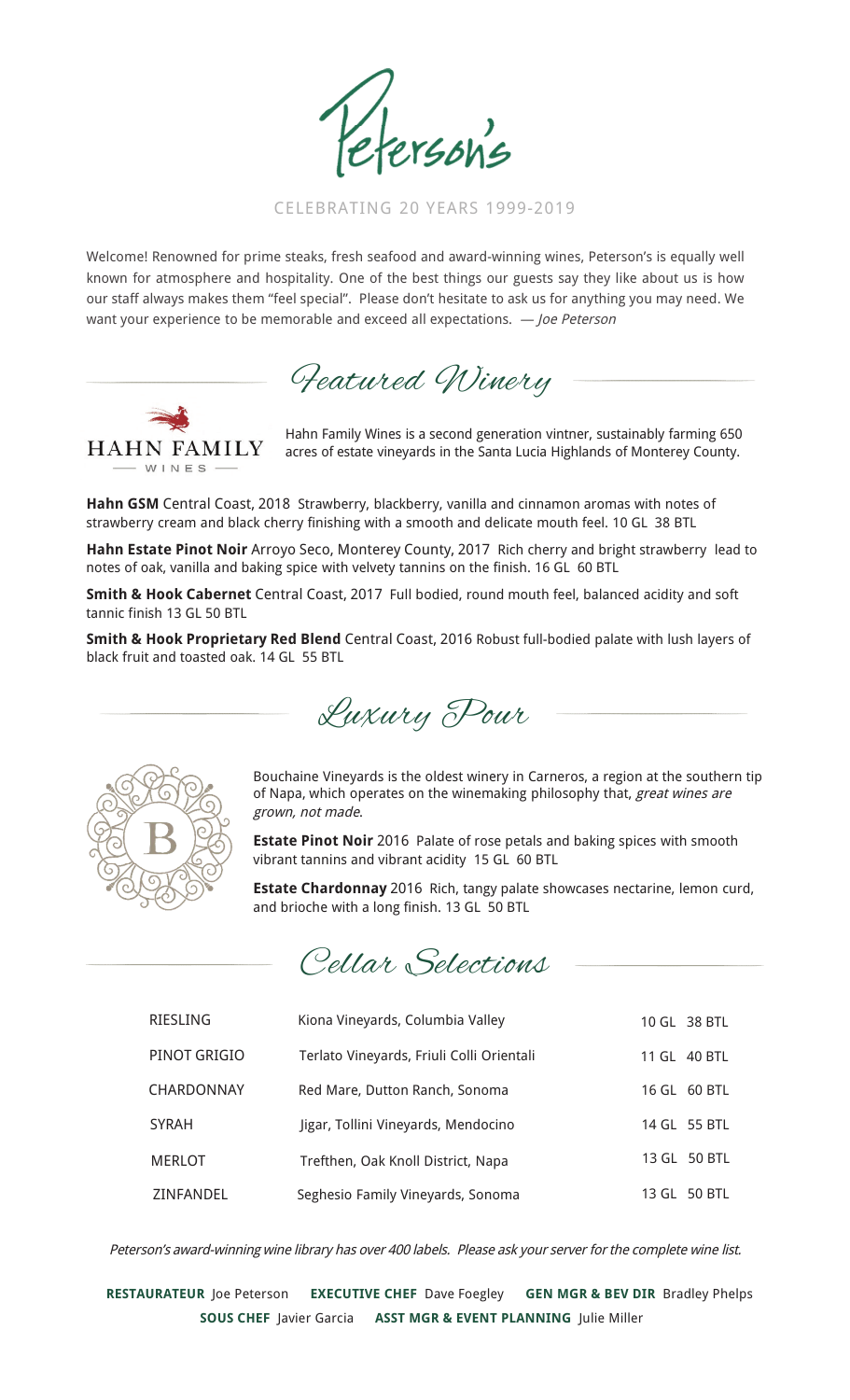# Peterson's

CELEBRATING 20 YEARS 1999-2019

Welcome! Renowned for prime steaks, fresh seafood and award-winning wines, Peterson's is equally well known for atmosphere and hospitality. One of the best things our guests say they like about us is how our staff always makes them "feel special". Please don't hesitate to ask us for anything you may need. We want your experience to be memorable and exceed all expectations. *— Joe Peterson*

## Featured Winery

HAHN FAMILY WINES

Hahn Family Wines is a second generation vintner, sustainably farming 650 acres of estate vineyards in the Santa Lucia Highlands of Monterey County.

**Hahn GSM** Central Coast, 2018 Strawberry, blackberry, vanilla and cinnamon aromas with notes of strawberry cream and black cherry finishing with a smooth and delicate mouth feel. 10 GL 38 BTL

**Hahn Estate Pinot Noir** Arroyo Seco, Monterey County, 2017 Rich cherry and bright strawberry lead to notes of oak, vanilla and baking spice with velvety tannins on the finish. 16 GL 60 BTL

**Smith & Hook Cabernet** Central Coast, 2017 Full bodied, round mouth feel, balanced acidity and soft tannic finish 13 GL 50 BTL

**Smith & Hook Proprietary Red Blend** Central Coast, 2016 Robust full-bodied palate with lush layers of black fruit and toasted oak. 14 GL 55 BTL

## Luxury Pour

Bouchaine Vineyards is the oldest winery in Carneros, a region at the southern tip of Napa, which operates on the winemaking philosophy that, *great wines are grown, not made.*

**Estate Pinot Noir** 2016 Palate of rose petals and baking spices with smooth vibrant tannins and vibrant acidity 15 GL 60 BTL

**Estate Chardonnay** 2016 Rich, tangy palate showcases nectarine, lemon curd, and brioche with a long finish. 13 GL 50 BTL

## Cellar Selections

| | | |
|---|---|---|
| RIESLING | Kiona Vineyards, Columbia Valley | 10 GL 38 BTL |
| PINOT GRIGIO | Terlato Vineyards, Friuli Colli Orientali | 11 GL 40 BTL |
| CHARDONNAY | Red Mare, Dutton Ranch, Sonoma | 16 GL 60 BTL |
| SYRAH | Jigar, Tollini Vineyards, Mendocino | 14 GL 55 BTL |
| MERLOT | Trefthen, Oak Knoll District, Napa | 13 GL 50 BTL |
| ZINFANDEL | Seghesio Family Vineyards, Sonoma | 13 GL 50 BTL |

*Peterson's award-winning wine library has over 400 labels. Please ask your server for the complete wine list.*

**RESTAURATEUR** Joe Peterson **EXECUTIVE CHEF** Dave Foegley **GEN MGR & BEV DIR** Bradley Phelps **SOUS CHEF** Javier Garcia **ASST MGR & EVENT PLANNING** Julie Miller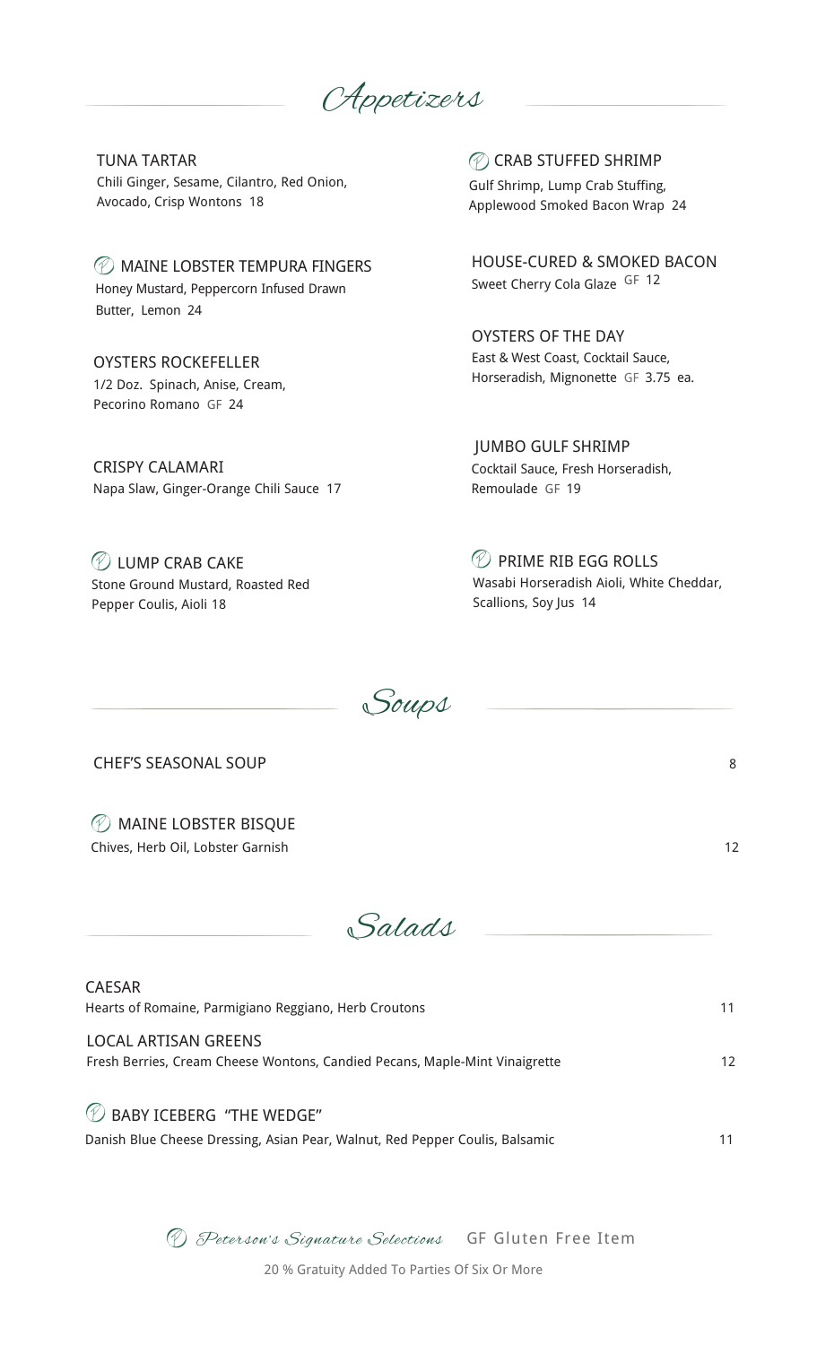## Appetizers

**TUNA TARTAR**
Chili Ginger, Sesame, Cilantro, Red Onion, Avocado, Crisp Wontons 18

**MAINE LOBSTER TEMPURA FINGERS**
Honey Mustard, Peppercorn Infused Drawn Butter, Lemon 24

**OYSTERS ROCKEFELLER**
1/2 Doz. Spinach, Anise, Cream, Pecorino Romano GF 24

**CRISPY CALAMARI**
Napa Slaw, Ginger-Orange Chili Sauce 17

**LUMP CRAB CAKE**
Stone Ground Mustard, Roasted Red Pepper Coulis, Aioli 18

**CRAB STUFFED SHRIMP**
Gulf Shrimp, Lump Crab Stuffing, Applewood Smoked Bacon Wrap 24

**HOUSE-CURED & SMOKED BACON**
Sweet Cherry Cola Glaze GF 12

**OYSTERS OF THE DAY**
East & West Coast, Cocktail Sauce, Horseradish, Mignonette GF 3.75 ea.

**JUMBO GULF SHRIMP**
Cocktail Sauce, Fresh Horseradish, Remoulade GF 19

**PRIME RIB EGG ROLLS**
Wasabi Horseradish Aioli, White Cheddar, Scallions, Soy Jus 14

## Soups

**CHEF'S SEASONAL SOUP** 8

**MAINE LOBSTER BISQUE**
Chives, Herb Oil, Lobster Garnish 12

## Salads

**CAESAR**
Hearts of Romaine, Parmigiano Reggiano, Herb Croutons 11

**LOCAL ARTISAN GREENS**
Fresh Berries, Cream Cheese Wontons, Candied Pecans, Maple-Mint Vinaigrette 12

**BABY ICEBERG "THE WEDGE"**
Danish Blue Cheese Dressing, Asian Pear, Walnut, Red Pepper Coulis, Balsamic 11

*Peterson's Signature Selections* GF Gluten Free Item

20 % Gratuity Added To Parties Of Six Or More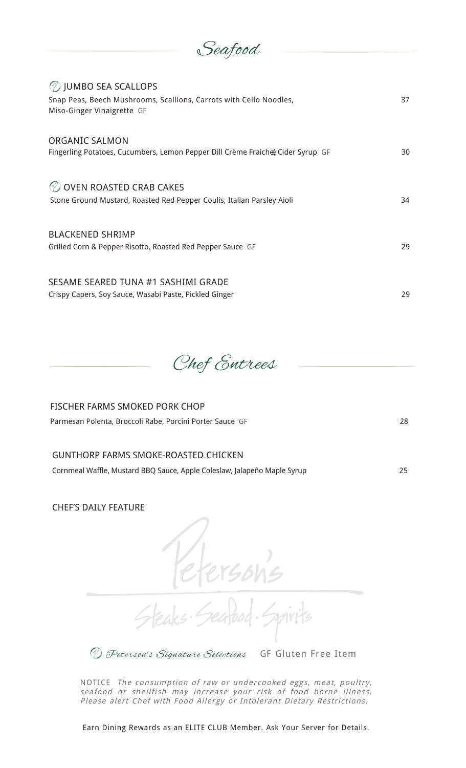## Seafood

**JUMBO SEA SCALLOPS** — 37
Snap Peas, Beech Mushrooms, Scallions, Carrots with Cello Noodles, Miso-Ginger Vinaigrette GF

**ORGANIC SALMON** — 30
Fingerling Potatoes, Cucumbers, Lemon Pepper Dill Crème Fraiche, Cider Syrup GF

**OVEN ROASTED CRAB CAKES** — 34
Stone Ground Mustard, Roasted Red Pepper Coulis, Italian Parsley Aioli

**BLACKENED SHRIMP** — 29
Grilled Corn & Pepper Risotto, Roasted Red Pepper Sauce GF

**SESAME SEARED TUNA #1 SASHIMI GRADE** — 29
Crispy Capers, Soy Sauce, Wasabi Paste, Pickled Ginger

## Chef Entrees

**FISCHER FARMS SMOKED PORK CHOP** — 28
Parmesan Polenta, Broccoli Rabe, Porcini Porter Sauce GF

**GUNTHORP FARMS SMOKE-ROASTED CHICKEN** — 25
Cornmeal Waffle, Mustard BBQ Sauce, Apple Coleslaw, Jalapeño Maple Syrup

**CHEF'S DAILY FEATURE**

Peterson's
Steaks · Seafood · Spirits

*Peterson's Signature Selections* GF Gluten Free Item

NOTICE *The consumption of raw or undercooked eggs, meat, poultry, seafood or shellfish may increase your risk of food borne illness. Please alert Chef with Food Allergy or Intolerant Dietary Restrictions.*

Earn Dining Rewards as an ELITE CLUB Member. Ask Your Server for Details.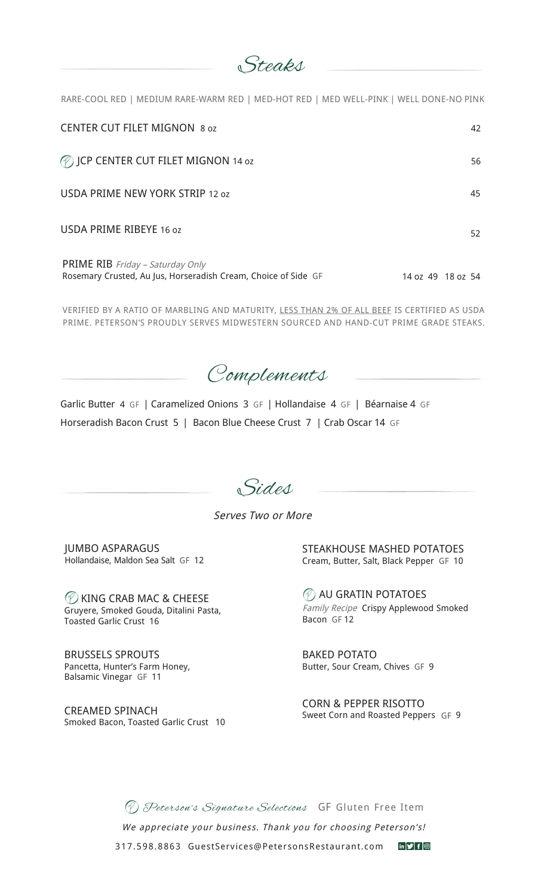## Steaks

RARE-COOL RED | MEDIUM RARE-WARM RED | MED-HOT RED | MED WELL-PINK | WELL DONE-NO PINK

| | |
|---|---|
| CENTER CUT FILET MIGNON 8 oz | 42 |
| JCP CENTER CUT FILET MIGNON 14 oz | 56 |
| USDA PRIME NEW YORK STRIP 12 oz | 45 |
| USDA PRIME RIBEYE 16 oz | 52 |
| PRIME RIB *Friday – Saturday Only*<br>Rosemary Crusted, Au Jus, Horseradish Cream, Choice of Side GF | 14 oz 49 18 oz 54 |

VERIFIED BY A RATIO OF MARBLING AND MATURITY, LESS THAN 2% OF ALL BEEF IS CERTIFIED AS USDA PRIME. PETERSON'S PROUDLY SERVES MIDWESTERN SOURCED AND HAND-CUT PRIME GRADE STEAKS.

## Complements

Garlic Butter 4 GF | Caramelized Onions 3 GF | Hollandaise 4 GF | Béarnaise 4 GF
Horseradish Bacon Crust 5 | Bacon Blue Cheese Crust 7 | Crab Oscar 14 GF

## Sides

*Serves Two or More*

JUMBO ASPARAGUS
Hollandaise, Maldon Sea Salt GF 12

KING CRAB MAC & CHEESE
Gruyere, Smoked Gouda, Ditalini Pasta, Toasted Garlic Crust 16

BRUSSELS SPROUTS
Pancetta, Hunter's Farm Honey, Balsamic Vinegar GF 11

CREAMED SPINACH
Smoked Bacon, Toasted Garlic Crust 10

STEAKHOUSE MASHED POTATOES
Cream, Butter, Salt, Black Pepper GF 10

AU GRATIN POTATOES
*Family Recipe* Crispy Applewood Smoked Bacon GF 12

BAKED POTATO
Butter, Sour Cream, Chives GF 9

CORN & PEPPER RISOTTO
Sweet Corn and Roasted Peppers GF 9

*Peterson's Signature Selections* GF Gluten Free Item

*We appreciate your business. Thank you for choosing Peterson's!*

317.598.8863 GuestServices@PetersonsRestaurant.com